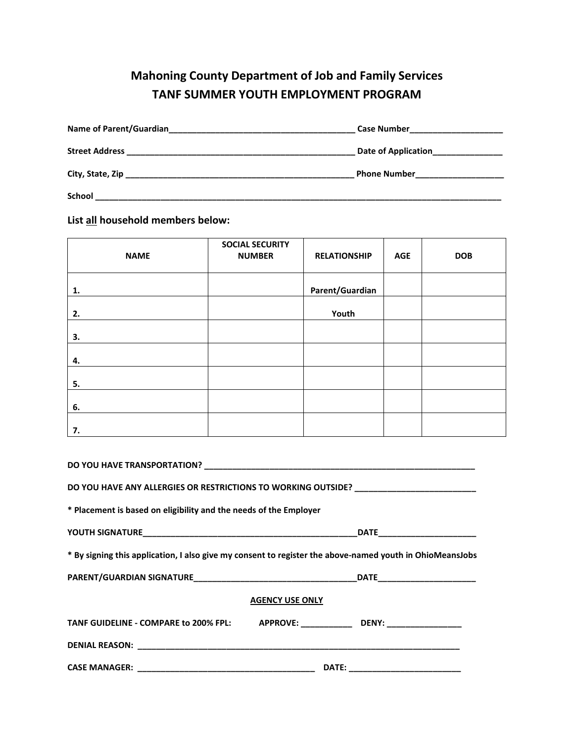# Mahoning County Department of Job and Family Services
# TANF SUMMER YOUTH EMPLOYMENT PROGRAM

**Name of Parent/Guardian**________________________________________ **Case Number**____________________

**Street Address** __________________________________________________ **Date of Application**_______________

**City, State, Zip** __________________________________________________ **Phone Number**___________________

**School** ___________________________________________________________________________________________

## List <u>all</u> household members below:

| NAME | SOCIAL SECURITY NUMBER | RELATIONSHIP | AGE | DOB |
|---|---|---|---|---|
| 1. | | Parent/Guardian | | |
| 2. | | Youth | | |
| 3. | | | | |
| 4. | | | | |
| 5. | | | | |
| 6. | | | | |
| 7. | | | | |

**DO YOU HAVE TRANSPORTATION?** ____________________________________________________________

**DO YOU HAVE ANY ALLERGIES OR RESTRICTIONS TO WORKING OUTSIDE?** __________________________

**\* Placement is based on eligibility and the needs of the Employer**

**YOUTH SIGNATURE**_________________________________________________**DATE**_____________________

**\* By signing this application, I also give my consent to register the above-named youth in OhioMeansJobs**

**PARENT/GUARDIAN SIGNATURE**____________________________________**DATE**_____________________

**<u>AGENCY USE ONLY</u>**

**TANF GUIDELINE - COMPARE to 200% FPL:** **APPROVE:** ___________ **DENY:** ________________

**DENIAL REASON:** _______________________________________________________________________

**CASE MANAGER:** _______________________________________ **DATE:** ________________________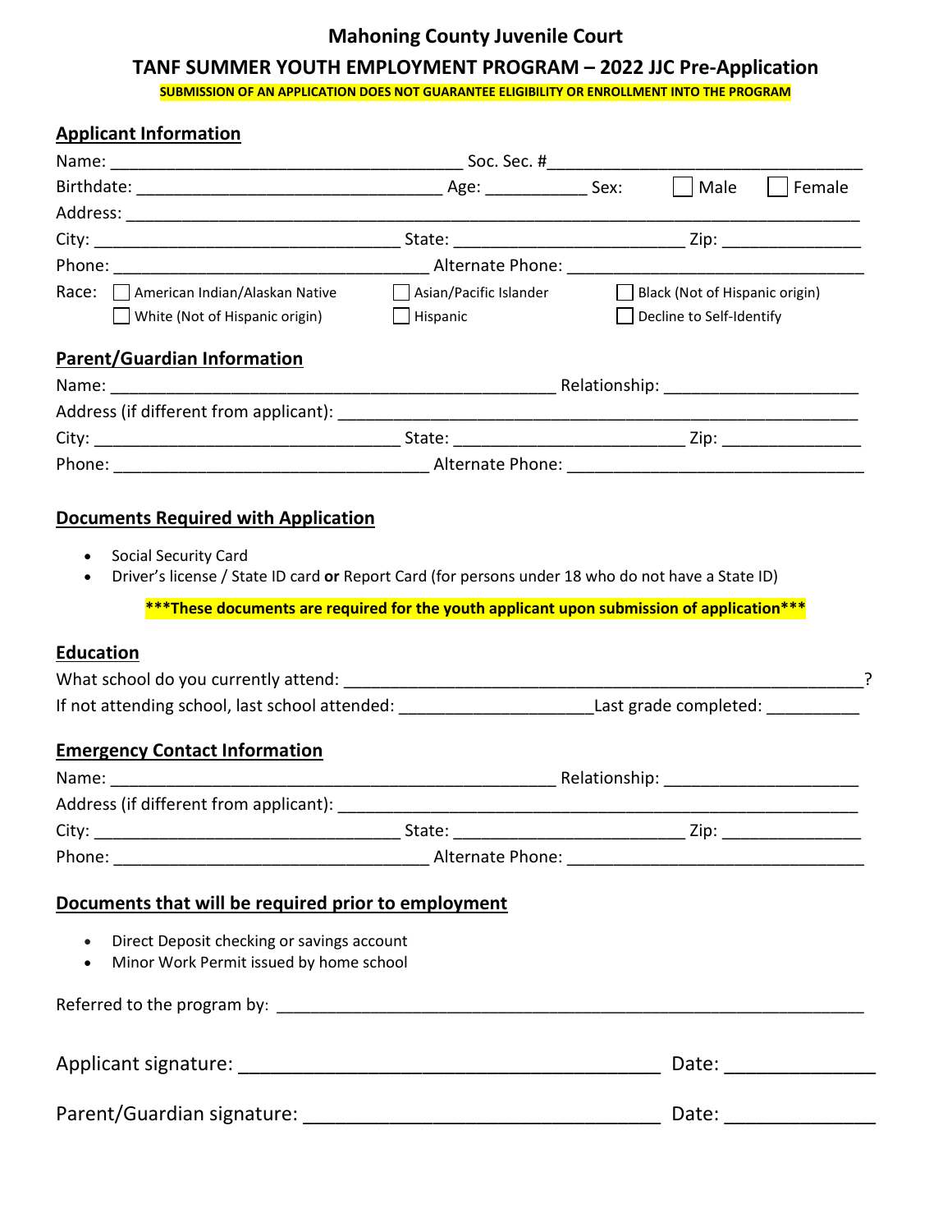# Mahoning County Juvenile Court

## TANF SUMMER YOUTH EMPLOYMENT PROGRAM – 2022 JJC Pre-Application

**SUBMISSION OF AN APPLICATION DOES NOT GUARANTEE ELIGIBILITY OR ENROLLMENT INTO THE PROGRAM**

### Applicant Information

Name: ______________________________________ Soc. Sec. #_________________________________

Birthdate: _________________________________ Age: ___________ Sex: ☐ Male ☐ Female

Address: ___________________________________________________________________________

City: _________________________________ State: _________________________ Zip: _______________

Phone: __________________________________ Alternate Phone: ________________________________

Race: ☐ American Indian/Alaskan Native ☐ Asian/Pacific Islander ☐ Black (Not of Hispanic origin)
☐ White (Not of Hispanic origin) ☐ Hispanic ☐ Decline to Self-Identify

### Parent/Guardian Information

Name: _________________________________________________ Relationship: _____________________

Address (if different from applicant): ________________________________________________________

City: _________________________________ State: _________________________ Zip: _______________

Phone: __________________________________ Alternate Phone: ________________________________

### Documents Required with Application

- Social Security Card
- Driver's license / State ID card **or** Report Card (for persons under 18 who do not have a State ID)

**\*\*\*These documents are required for the youth applicant upon submission of application\*\*\***

### Education

What school do you currently attend: _________________________________________________________?

If not attending school, last school attended: _____________________Last grade completed: __________

### Emergency Contact Information

Name: _________________________________________________ Relationship: _____________________

Address (if different from applicant): ________________________________________________________

City: _________________________________ State: _________________________ Zip: _______________

Phone: __________________________________ Alternate Phone: ________________________________

### Documents that will be required prior to employment

- Direct Deposit checking or savings account
- Minor Work Permit issued by home school

Referred to the program by: _________________________________________________________________

Applicant signature: _________________________________________ Date: ______________

Parent/Guardian signature: ___________________________________ Date: ______________